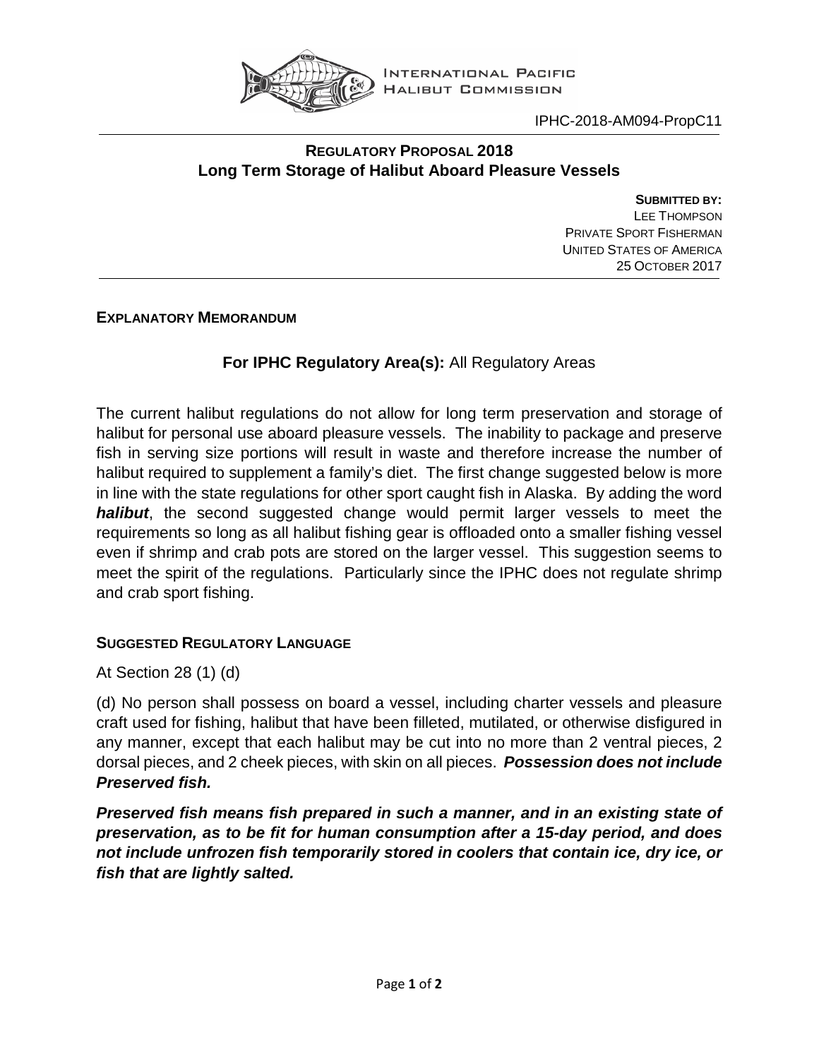INTERNATIONAL PACIFIC HALIBUT COMMISSION

IPHC-2018-AM094-PropC11

# REGULATORY PROPOSAL 2018
# Long Term Storage of Halibut Aboard Pleasure Vessels

**SUBMITTED BY:**
LEE THOMPSON
PRIVATE SPORT FISHERMAN
UNITED STATES OF AMERICA
25 OCTOBER 2017

## EXPLANATORY MEMORANDUM

**For IPHC Regulatory Area(s):** All Regulatory Areas

The current halibut regulations do not allow for long term preservation and storage of halibut for personal use aboard pleasure vessels. The inability to package and preserve fish in serving size portions will result in waste and therefore increase the number of halibut required to supplement a family's diet. The first change suggested below is more in line with the state regulations for other sport caught fish in Alaska. By adding the word ***halibut***, the second suggested change would permit larger vessels to meet the requirements so long as all halibut fishing gear is offloaded onto a smaller fishing vessel even if shrimp and crab pots are stored on the larger vessel. This suggestion seems to meet the spirit of the regulations. Particularly since the IPHC does not regulate shrimp and crab sport fishing.

## SUGGESTED REGULATORY LANGUAGE

At Section 28 (1) (d)

(d) No person shall possess on board a vessel, including charter vessels and pleasure craft used for fishing, halibut that have been filleted, mutilated, or otherwise disfigured in any manner, except that each halibut may be cut into no more than 2 ventral pieces, 2 dorsal pieces, and 2 cheek pieces, with skin on all pieces. ***Possession does not include Preserved fish.***

***Preserved fish means fish prepared in such a manner, and in an existing state of preservation, as to be fit for human consumption after a 15-day period, and does not include unfrozen fish temporarily stored in coolers that contain ice, dry ice, or fish that are lightly salted.***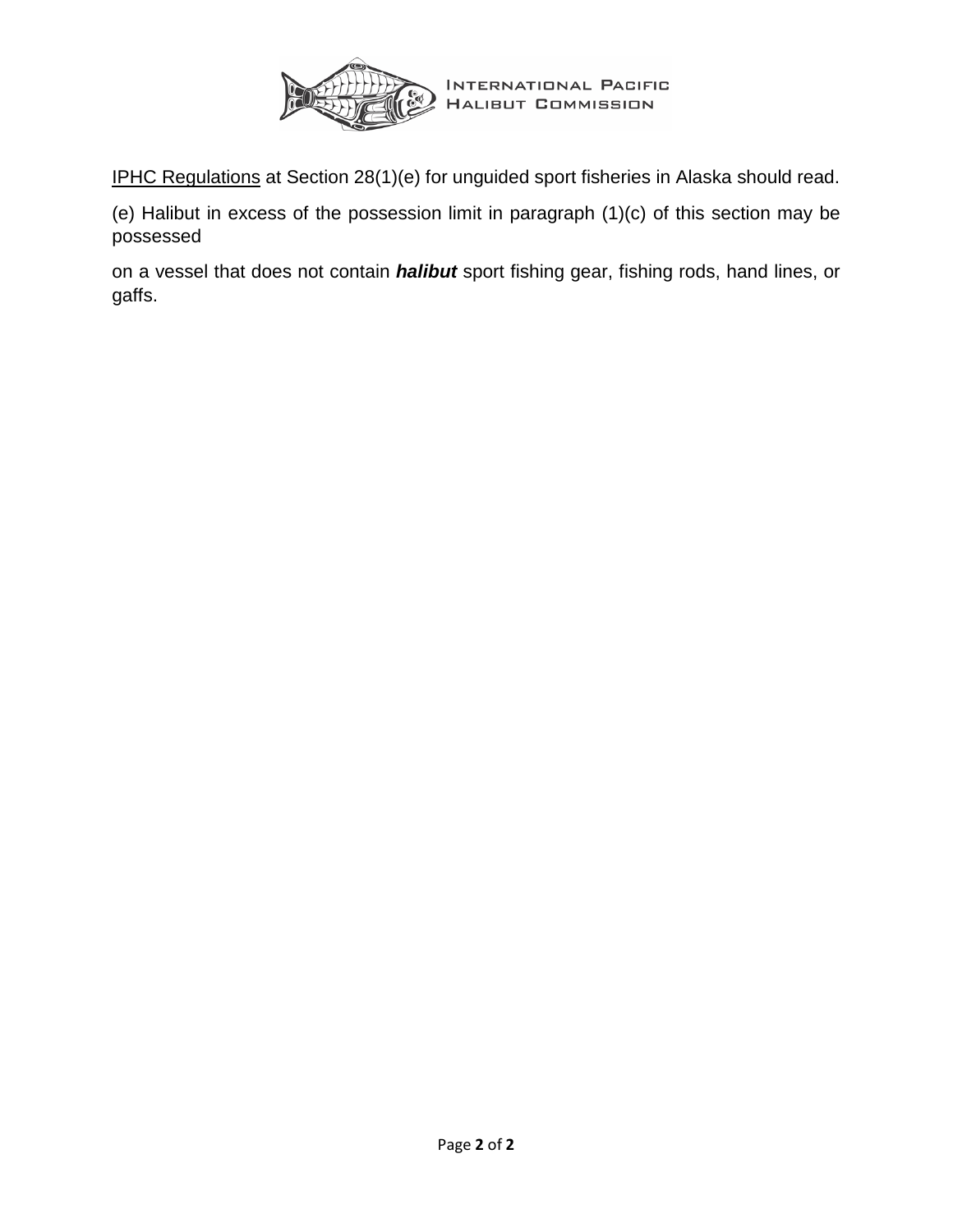IPHC Regulations at Section 28(1)(e) for unguided sport fisheries in Alaska should read.

(e) Halibut in excess of the possession limit in paragraph (1)(c) of this section may be possessed

on a vessel that does not contain ***halibut*** sport fishing gear, fishing rods, hand lines, or gaffs.